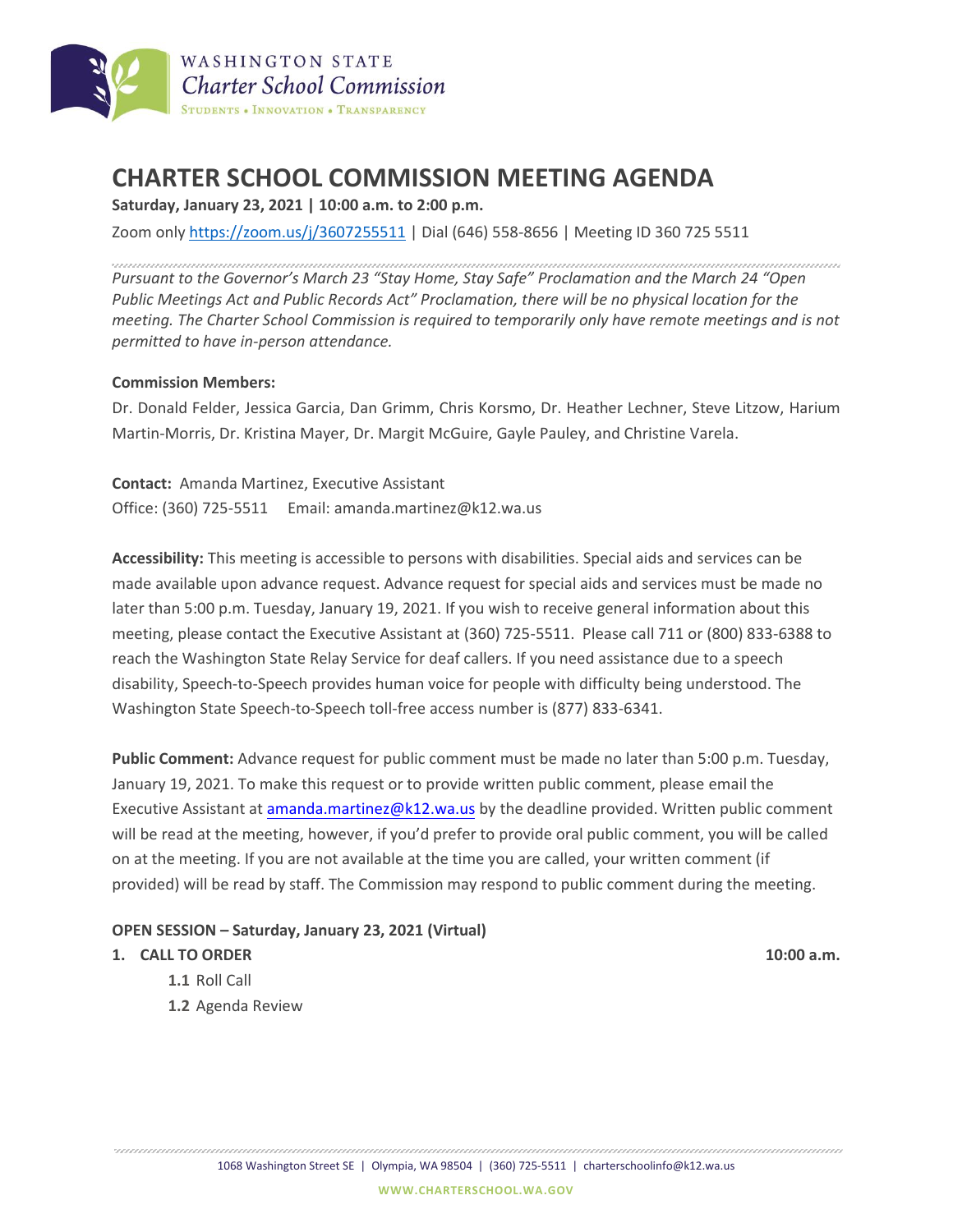WASHINGTON STATE
*Charter School Commission*
STUDENTS • INNOVATION • TRANSPARENCY

# CHARTER SCHOOL COMMISSION MEETING AGENDA

**Saturday, January 23, 2021 | 10:00 a.m. to 2:00 p.m.**

Zoom only https://zoom.us/j/3607255511 | Dial (646) 558-8656 | Meeting ID 360 725 5511

*Pursuant to the Governor's March 23 "Stay Home, Stay Safe" Proclamation and the March 24 "Open Public Meetings Act and Public Records Act" Proclamation, there will be no physical location for the meeting. The Charter School Commission is required to temporarily only have remote meetings and is not permitted to have in-person attendance.*

**Commission Members:**

Dr. Donald Felder, Jessica Garcia, Dan Grimm, Chris Korsmo, Dr. Heather Lechner, Steve Litzow, Harium Martin-Morris, Dr. Kristina Mayer, Dr. Margit McGuire, Gayle Pauley, and Christine Varela.

**Contact:** Amanda Martinez, Executive Assistant
Office: (360) 725-5511  Email: amanda.martinez@k12.wa.us

**Accessibility:** This meeting is accessible to persons with disabilities. Special aids and services can be made available upon advance request. Advance request for special aids and services must be made no later than 5:00 p.m. Tuesday, January 19, 2021. If you wish to receive general information about this meeting, please contact the Executive Assistant at (360) 725-5511. Please call 711 or (800) 833-6388 to reach the Washington State Relay Service for deaf callers. If you need assistance due to a speech disability, Speech-to-Speech provides human voice for people with difficulty being understood. The Washington State Speech-to-Speech toll-free access number is (877) 833-6341.

**Public Comment:** Advance request for public comment must be made no later than 5:00 p.m. Tuesday, January 19, 2021. To make this request or to provide written public comment, please email the Executive Assistant at amanda.martinez@k12.wa.us by the deadline provided. Written public comment will be read at the meeting, however, if you'd prefer to provide oral public comment, you will be called on at the meeting. If you are not available at the time you are called, your written comment (if provided) will be read by staff. The Commission may respond to public comment during the meeting.

**OPEN SESSION – Saturday, January 23, 2021 (Virtual)**

**1. CALL TO ORDER** **10:00 a.m.**

- **1.1** Roll Call
- **1.2** Agenda Review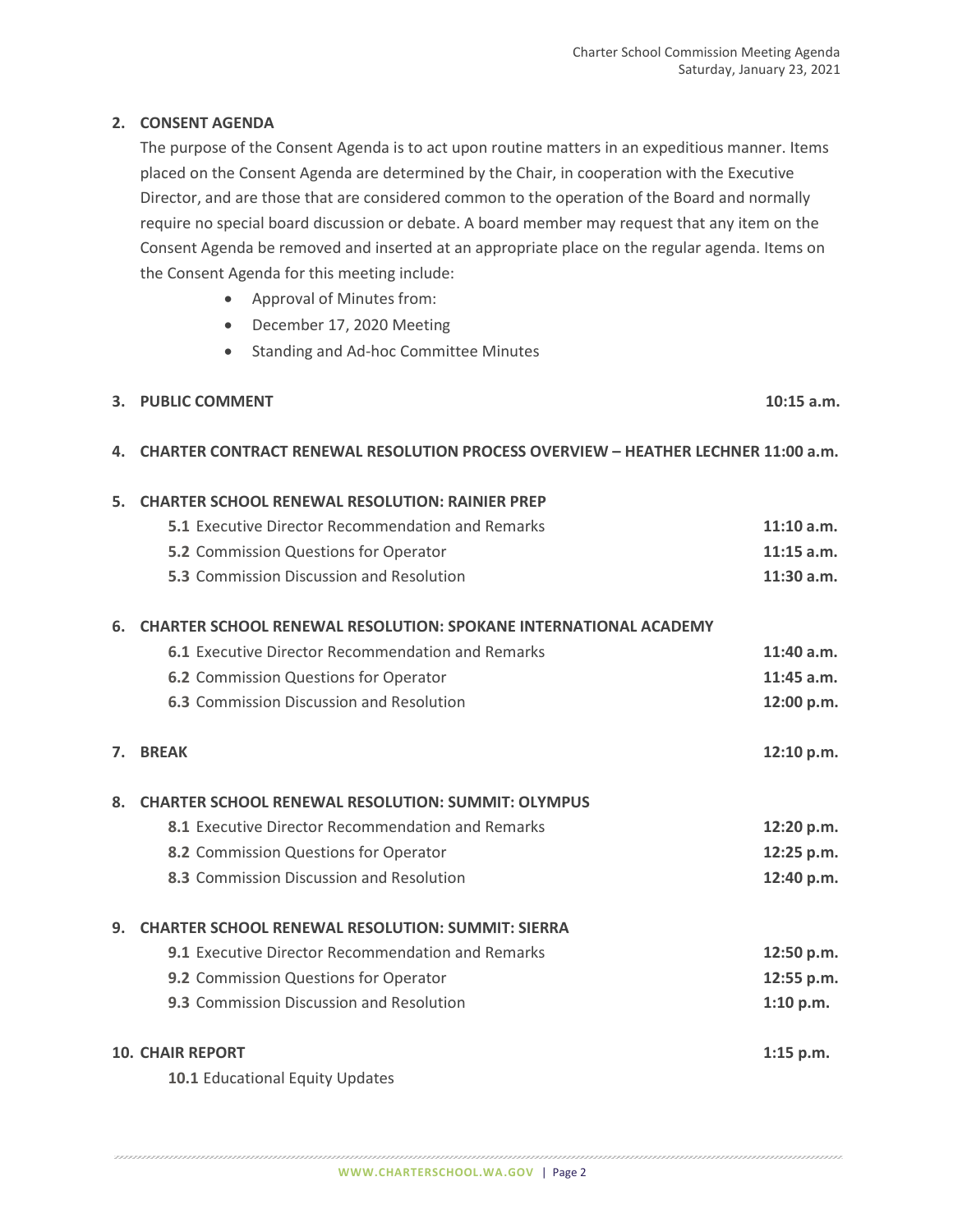**2. CONSENT AGENDA**

The purpose of the Consent Agenda is to act upon routine matters in an expeditious manner. Items placed on the Consent Agenda are determined by the Chair, in cooperation with the Executive Director, and are those that are considered common to the operation of the Board and normally require no special board discussion or debate. A board member may request that any item on the Consent Agenda be removed and inserted at an appropriate place on the regular agenda. Items on the Consent Agenda for this meeting include:

- Approval of Minutes from:
- December 17, 2020 Meeting
- Standing and Ad-hoc Committee Minutes

**3. PUBLIC COMMENT** **10:15 a.m.**

**4. CHARTER CONTRACT RENEWAL RESOLUTION PROCESS OVERVIEW – HEATHER LECHNER 11:00 a.m.**

**5. CHARTER SCHOOL RENEWAL RESOLUTION: RAINIER PREP**

| | |
|---|---|
| **5.1** Executive Director Recommendation and Remarks | **11:10 a.m.** |
| **5.2** Commission Questions for Operator | **11:15 a.m.** |
| **5.3** Commission Discussion and Resolution | **11:30 a.m.** |

**6. CHARTER SCHOOL RENEWAL RESOLUTION: SPOKANE INTERNATIONAL ACADEMY**

| | |
|---|---|
| **6.1** Executive Director Recommendation and Remarks | **11:40 a.m.** |
| **6.2** Commission Questions for Operator | **11:45 a.m.** |
| **6.3** Commission Discussion and Resolution | **12:00 p.m.** |

**7. BREAK** **12:10 p.m.**

**8. CHARTER SCHOOL RENEWAL RESOLUTION: SUMMIT: OLYMPUS**

| | |
|---|---|
| **8.1** Executive Director Recommendation and Remarks | **12:20 p.m.** |
| **8.2** Commission Questions for Operator | **12:25 p.m.** |
| **8.3** Commission Discussion and Resolution | **12:40 p.m.** |

**9. CHARTER SCHOOL RENEWAL RESOLUTION: SUMMIT: SIERRA**

| | |
|---|---|
| **9.1** Executive Director Recommendation and Remarks | **12:50 p.m.** |
| **9.2** Commission Questions for Operator | **12:55 p.m.** |
| **9.3** Commission Discussion and Resolution | **1:10 p.m.** |

**10. CHAIR REPORT** **1:15 p.m.**

**10.1** Educational Equity Updates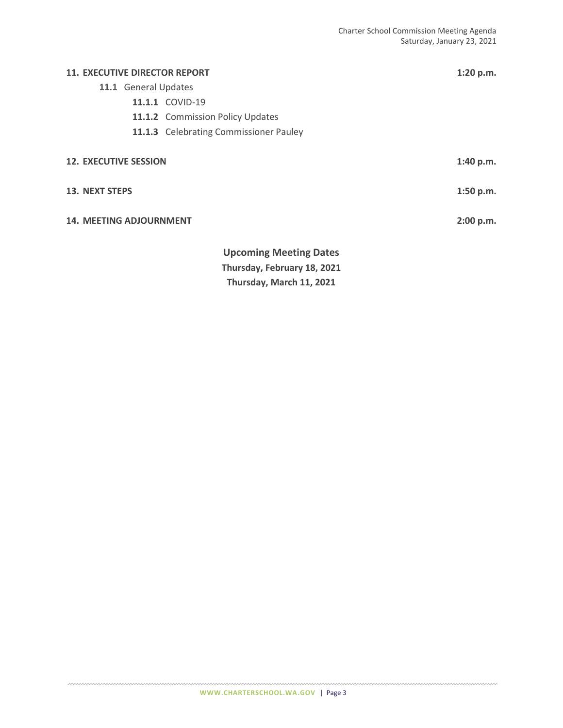**11. EXECUTIVE DIRECTOR REPORT** **1:20 p.m.**

- **11.1** General Updates
  - **11.1.1** COVID-19
  - **11.1.2** Commission Policy Updates
  - **11.1.3** Celebrating Commissioner Pauley

**12. EXECUTIVE SESSION** **1:40 p.m.**

**13. NEXT STEPS** **1:50 p.m.**

**14. MEETING ADJOURNMENT** **2:00 p.m.**

**Upcoming Meeting Dates**

**Thursday, February 18, 2021**

**Thursday, March 11, 2021**